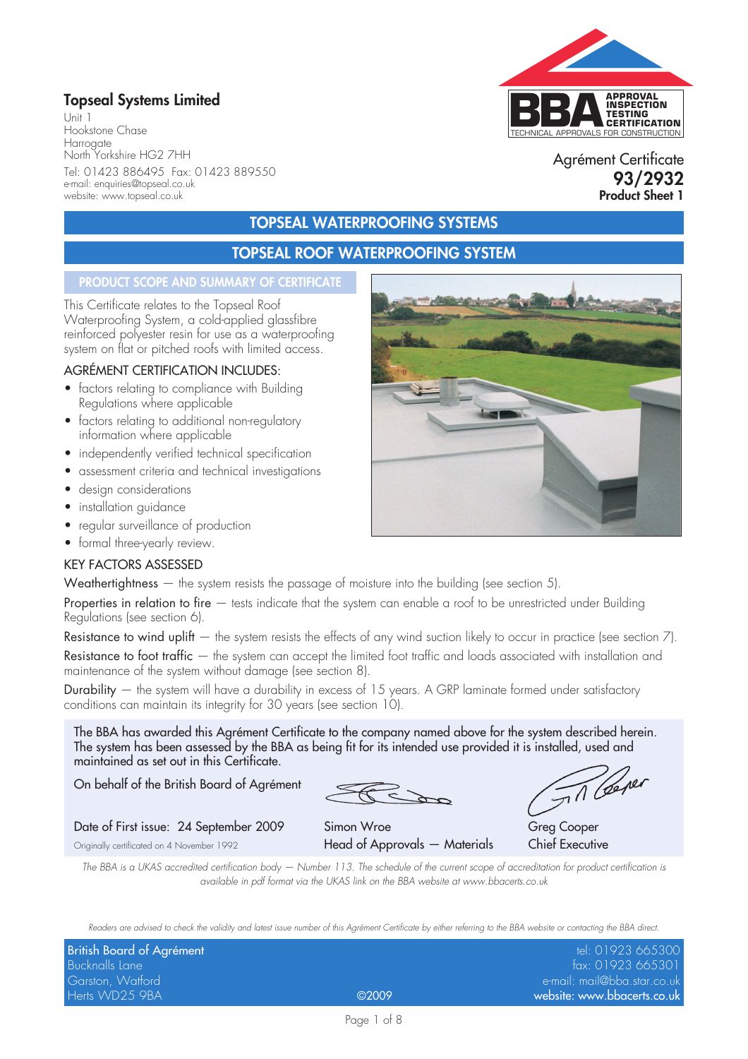**Topseal Systems Limited**

Unit 1
Hookstone Chase
Harrogate
North Yorkshire HG2 7HH
Tel: 01423 886495 Fax: 01423 889550
e-mail: enquiries@topseal.co.uk
website: www.topseal.co.uk

APPROVAL INSPECTION TESTING CERTIFICATION
TECHNICAL APPROVALS FOR CONSTRUCTION

Agrément Certificate
**93/2932**
**Product Sheet 1**

# TOPSEAL WATERPROOFING SYSTEMS

## TOPSEAL ROOF WATERPROOFING SYSTEM

### PRODUCT SCOPE AND SUMMARY OF CERTIFICATE

This Certificate relates to the Topseal Roof Waterproofing System, a cold-applied glassfibre reinforced polyester resin for use as a waterproofing system on flat or pitched roofs with limited access.

### AGRÉMENT CERTIFICATION INCLUDES:

- factors relating to compliance with Building Regulations where applicable
- factors relating to additional non-regulatory information where applicable
- independently verified technical specification
- assessment criteria and technical investigations
- design considerations
- installation guidance
- regular surveillance of production
- formal three-yearly review.

### KEY FACTORS ASSESSED

Weathertightness — the system resists the passage of moisture into the building (see section 5).

Properties in relation to fire — tests indicate that the system can enable a roof to be unrestricted under Building Regulations (see section 6).

Resistance to wind uplift — the system resists the effects of any wind suction likely to occur in practice (see section 7).

Resistance to foot traffic — the system can accept the limited foot traffic and loads associated with installation and maintenance of the system without damage (see section 8).

Durability — the system will have a durability in excess of 15 years. A GRP laminate formed under satisfactory conditions can maintain its integrity for 30 years (see section 10).

The BBA has awarded this Agrément Certificate to the company named above for the system described herein. The system has been assessed by the BBA as being fit for its intended use provided it is installed, used and maintained as set out in this Certificate.

On behalf of the British Board of Agrément

Date of First issue: 24 September 2009
Originally certificated on 4 November 1992

Simon Wroe
Head of Approvals — Materials

Greg Cooper
Chief Executive

*The BBA is a UKAS accredited certification body — Number 113. The schedule of the current scope of accreditation for product certification is available in pdf format via the UKAS link on the BBA website at www.bbacerts.co.uk*

*Readers are advised to check the validity and latest issue number of this Agrément Certificate by either referring to the BBA website or contacting the BBA direct.*

British Board of Agrément
Bucknalls Lane
Garston, Watford
Herts WD25 9BA

©2009

tel: 01923 665300
fax: 01923 665301
e-mail: mail@bba.star.co.uk
website: www.bbacerts.co.uk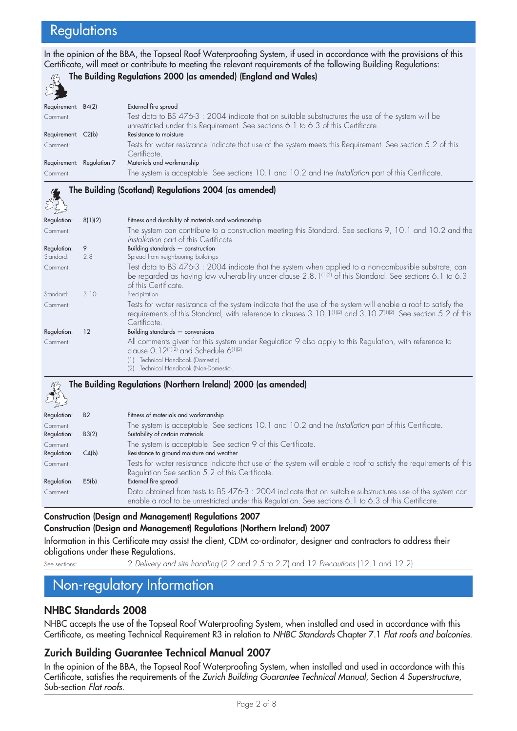# Regulations

In the opinion of the BBA, the Topseal Roof Waterproofing System, if used in accordance with the provisions of this Certificate, will meet or contribute to meeting the relevant requirements of the following Building Regulations:

### The Building Regulations 2000 (as amended) (England and Wales)

| | | |
|---|---|---|
| Requirement: | B4(2) | External fire spread |
| Comment: | | Test data to BS 476-3 : 2004 indicate that on suitable substructures the use of the system will be unrestricted under this Requirement. See sections 6.1 to 6.3 of this Certificate. |
| Requirement: | C2(b) | Resistance to moisture |
| Comment: | | Tests for water resistance indicate that use of the system meets this Requirement. See section 5.2 of this Certificate. |
| Requirement: | Regulation 7 | Materials and workmanship |
| Comment: | | The system is acceptable. See sections 10.1 and 10.2 and the *Installation* part of this Certificate. |

### The Building (Scotland) Regulations 2004 (as amended)

| | | |
|---|---|---|
| Regulation: | 8(1)(2) | Fitness and durability of materials and workmanship |
| Comment: | | The system can contribute to a construction meeting this Standard. See sections 9, 10.1 and 10.2 and the *Installation* part of this Certificate. |
| Regulation: | 9 | Building standards — construction |
| Standard: | 2.8 | Spread from neighbouring buildings |
| Comment: | | Test data to BS 476-3 : 2004 indicate that the system when applied to a non-combustible substrate, can be regarded as having low vulnerability under clause 2.8.1[(1)(2)] of this Standard. See sections 6.1 to 6.3 of this Certificate. |
| Standard: | 3.10 | Precipitation |
| Comment: | | Tests for water resistance of the system indicate that the use of the system will enable a roof to satisfy the requirements of this Standard, with reference to clauses 3.10.1[(1)(2)] and 3.10.7[(1)(2)]. See section 5.2 of this Certificate. |
| Regulation: | 12 | Building standards — conversions |
| Comment: | | All comments given for this system under Regulation 9 also apply to this Regulation, with reference to clause 0.12[(1)(2)] and Schedule 6[(1)(2)]. |

(1) Technical Handbook (Domestic).
(2) Technical Handbook (Non-Domestic).

### The Building Regulations (Northern Ireland) 2000 (as amended)

| | | |
|---|---|---|
| Regulation: | B2 | Fitness of materials and workmanship |
| Comment: | | The system is acceptable. See sections 10.1 and 10.2 and the *Installation* part of this Certificate. |
| Regulation: | B3(2) | Suitability of certain materials |
| Comment: | | The system is acceptable. See section 9 of this Certificate. |
| Regulation: | C4(b) | Resistance to ground moisture and weather |
| Comment: | | Tests for water resistance indicate that use of the system will enable a roof to satisfy the requirements of this Regulation See section 5.2 of this Certificate. |
| Regulation: | E5(b) | External fire spread |
| Comment: | | Data obtained from tests to BS 476-3 : 2004 indicate that on suitable substructures use of the system can enable a roof to be unrestricted under this Regulation. See sections 6.1 to 6.3 of this Certificate. |

**Construction (Design and Management) Regulations 2007**

**Construction (Design and Management) Regulations (Northern Ireland) 2007**

Information in this Certificate may assist the client, CDM co-ordinator, designer and contractors to address their obligations under these Regulations.

See sections: 2 *Delivery and site handling* (2.2 and 2.5 to 2.7) and 12 *Precautions* (12.1 and 12.2).

# Non-regulatory Information

## NHBC Standards 2008

NHBC accepts the use of the Topseal Roof Waterproofing System, when installed and used in accordance with this Certificate, as meeting Technical Requirement R3 in relation to *NHBC Standards* Chapter 7.1 *Flat roofs and balconies*.

## Zurich Building Guarantee Technical Manual 2007

In the opinion of the BBA, the Topseal Roof Waterproofing System, when installed and used in accordance with this Certificate, satisfies the requirements of the *Zurich Building Guarantee Technical Manual*, Section 4 *Superstructure*, Sub-section *Flat roofs*.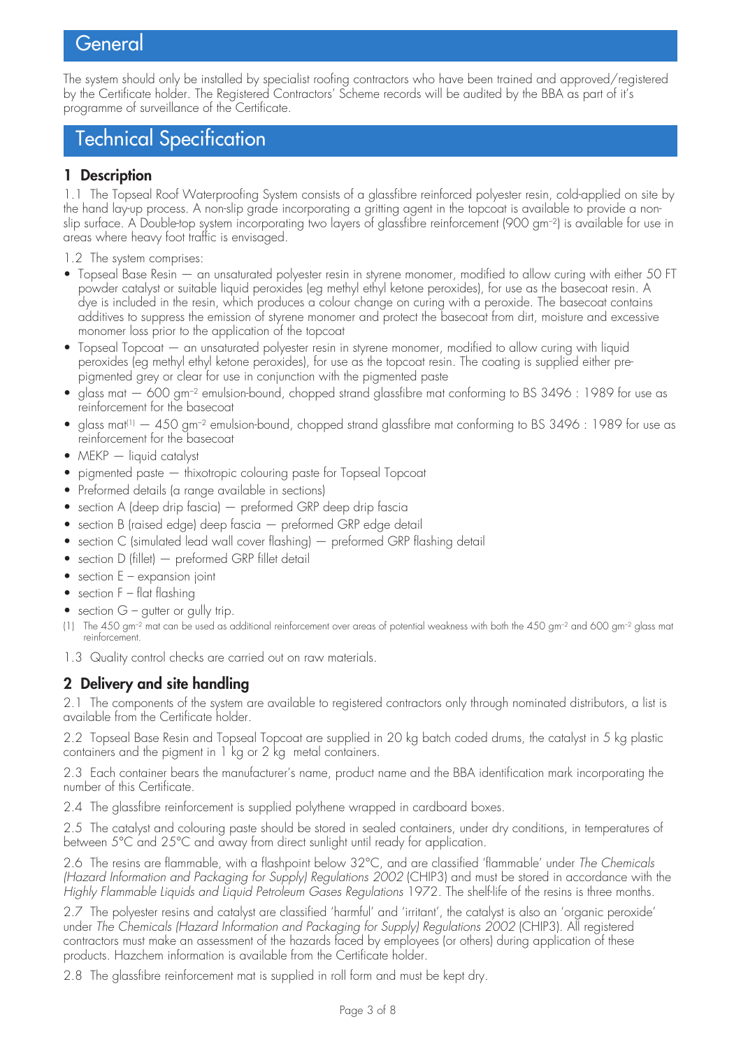# General

The system should only be installed by specialist roofing contractors who have been trained and approved/registered by the Certificate holder. The Registered Contractors' Scheme records will be audited by the BBA as part of it's programme of surveillance of the Certificate.

# Technical Specification

## 1 Description

1.1 The Topseal Roof Waterproofing System consists of a glassfibre reinforced polyester resin, cold-applied on site by the hand lay-up process. A non-slip grade incorporating a gritting agent in the topcoat is available to provide a non-slip surface. A Double-top system incorporating two layers of glassfibre reinforcement (900 $gm^{-2}$) is available for use in areas where heavy foot traffic is envisaged.

1.2 The system comprises:

- Topseal Base Resin — an unsaturated polyester resin in styrene monomer, modified to allow curing with either 50 FT powder catalyst or suitable liquid peroxides (eg methyl ethyl ketone peroxides), for use as the basecoat resin. A dye is included in the resin, which produces a colour change on curing with a peroxide. The basecoat contains additives to suppress the emission of styrene monomer and protect the basecoat from dirt, moisture and excessive monomer loss prior to the application of the topcoat
- Topseal Topcoat — an unsaturated polyester resin in styrene monomer, modified to allow curing with liquid peroxides (eg methyl ethyl ketone peroxides), for use as the topcoat resin. The coating is supplied either pre-pigmented grey or clear for use in conjunction with the pigmented paste
- glass mat — 600 $gm^{-2}$ emulsion-bound, chopped strand glassfibre mat conforming to BS 3496 : 1989 for use as reinforcement for the basecoat
- glass mat[1] — 450 $gm^{-2}$ emulsion-bound, chopped strand glassfibre mat conforming to BS 3496 : 1989 for use as reinforcement for the basecoat
- MEKP — liquid catalyst
- pigmented paste — thixotropic colouring paste for Topseal Topcoat
- Preformed details (a range available in sections)
- section A (deep drip fascia) — preformed GRP deep drip fascia
- section B (raised edge) deep fascia — preformed GRP edge detail
- section C (simulated lead wall cover flashing) — preformed GRP flashing detail
- section D (fillet) — preformed GRP fillet detail
- section E – expansion joint
- section F – flat flashing
- section G – gutter or gully trip.

(1) The 450 $gm^{-2}$ mat can be used as additional reinforcement over areas of potential weakness with both the 450 $gm^{-2}$ and 600 $gm^{-2}$ glass mat reinforcement.

1.3 Quality control checks are carried out on raw materials.

## 2 Delivery and site handling

2.1 The components of the system are available to registered contractors only through nominated distributors, a list is available from the Certificate holder.

2.2 Topseal Base Resin and Topseal Topcoat are supplied in 20 kg batch coded drums, the catalyst in 5 kg plastic containers and the pigment in 1 kg or 2 kg metal containers.

2.3 Each container bears the manufacturer's name, product name and the BBA identification mark incorporating the number of this Certificate.

2.4 The glassfibre reinforcement is supplied polythene wrapped in cardboard boxes.

2.5 The catalyst and colouring paste should be stored in sealed containers, under dry conditions, in temperatures of between 5°C and 25°C and away from direct sunlight until ready for application.

2.6 The resins are flammable, with a flashpoint below 32°C, and are classified 'flammable' under *The Chemicals (Hazard Information and Packaging for Supply) Regulations 2002* (CHIP3) and must be stored in accordance with the *Highly Flammable Liquids and Liquid Petroleum Gases Regulations* 1972. The shelf-life of the resins is three months.

2.7 The polyester resins and catalyst are classified 'harmful' and 'irritant', the catalyst is also an 'organic peroxide' under *The Chemicals (Hazard Information and Packaging for Supply) Regulations 2002* (CHIP3). All registered contractors must make an assessment of the hazards faced by employees (or others) during application of these products. Hazchem information is available from the Certificate holder.

2.8 The glassfibre reinforcement mat is supplied in roll form and must be kept dry.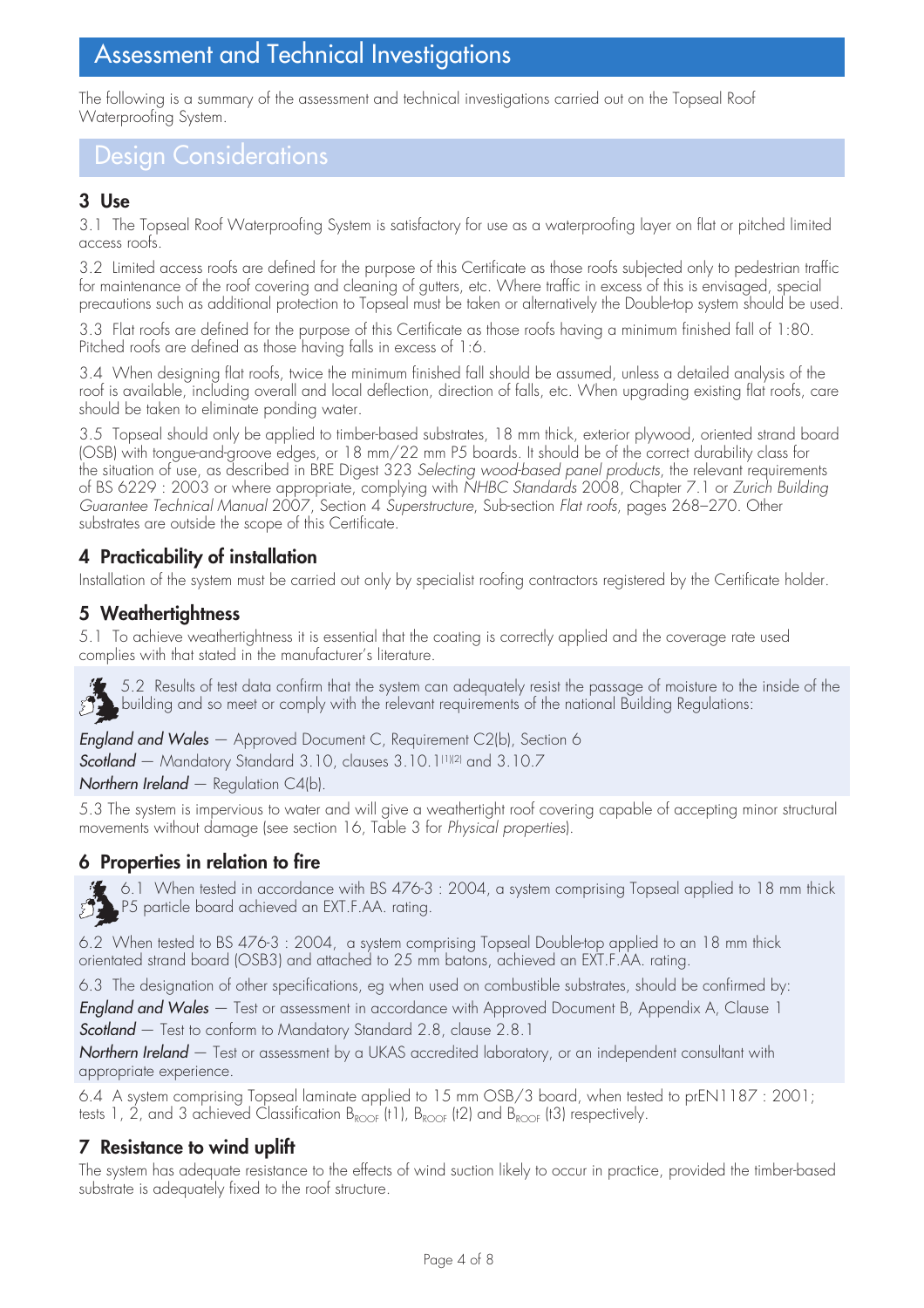# Assessment and Technical Investigations

The following is a summary of the assessment and technical investigations carried out on the Topseal Roof Waterproofing System.

## Design Considerations

### 3 Use

3.1 The Topseal Roof Waterproofing System is satisfactory for use as a waterproofing layer on flat or pitched limited access roofs.

3.2 Limited access roofs are defined for the purpose of this Certificate as those roofs subjected only to pedestrian traffic for maintenance of the roof covering and cleaning of gutters, etc. Where traffic in excess of this is envisaged, special precautions such as additional protection to Topseal must be taken or alternatively the Double-top system should be used.

3.3 Flat roofs are defined for the purpose of this Certificate as those roofs having a minimum finished fall of 1:80. Pitched roofs are defined as those having falls in excess of 1:6.

3.4 When designing flat roofs, twice the minimum finished fall should be assumed, unless a detailed analysis of the roof is available, including overall and local deflection, direction of falls, etc. When upgrading existing flat roofs, care should be taken to eliminate ponding water.

3.5 Topseal should only be applied to timber-based substrates, 18 mm thick, exterior plywood, oriented strand board (OSB) with tongue-and-groove edges, or 18 mm/22 mm P5 boards. It should be of the correct durability class for the situation of use, as described in BRE Digest 323 *Selecting wood-based panel products*, the relevant requirements of BS 6229 : 2003 or where appropriate, complying with *NHBC Standards* 2008, Chapter 7.1 or *Zurich Building Guarantee Technical Manual* 2007, Section 4 *Superstructure*, Sub-section *Flat roofs*, pages 268–270. Other substrates are outside the scope of this Certificate.

### 4 Practicability of installation

Installation of the system must be carried out only by specialist roofing contractors registered by the Certificate holder.

### 5 Weathertightness

5.1 To achieve weathertightness it is essential that the coating is correctly applied and the coverage rate used complies with that stated in the manufacturer's literature.

5.2 Results of test data confirm that the system can adequately resist the passage of moisture to the inside of the building and so meet or comply with the relevant requirements of the national Building Regulations:

***England and Wales*** — Approved Document C, Requirement C2(b), Section 6

***Scotland*** — Mandatory Standard 3.10, clauses 3.10.1[1][2] and 3.10.7

***Northern Ireland*** — Regulation C4(b).

5.3 The system is impervious to water and will give a weathertight roof covering capable of accepting minor structural movements without damage (see section 16, Table 3 for *Physical properties*).

### 6 Properties in relation to fire

6.1 When tested in accordance with BS 476-3 : 2004, a system comprising Topseal applied to 18 mm thick P5 particle board achieved an EXT.F.AA. rating.

6.2 When tested to BS 476-3 : 2004, a system comprising Topseal Double-top applied to an 18 mm thick orientated strand board (OSB3) and attached to 25 mm batons, achieved an EXT.F.AA. rating.

6.3 The designation of other specifications, eg when used on combustible substrates, should be confirmed by:

***England and Wales*** — Test or assessment in accordance with Approved Document B, Appendix A, Clause 1

***Scotland*** — Test to conform to Mandatory Standard 2.8, clause 2.8.1

***Northern Ireland*** — Test or assessment by a UKAS accredited laboratory, or an independent consultant with appropriate experience.

6.4 A system comprising Topseal laminate applied to 15 mm OSB/3 board, when tested to prEN1187 : 2001; tests 1, 2, and 3 achieved Classification $B_{ROOF}$ (t1), $B_{ROOF}$ (t2) and $B_{ROOF}$ (t3) respectively.

### 7 Resistance to wind uplift

The system has adequate resistance to the effects of wind suction likely to occur in practice, provided the timber-based substrate is adequately fixed to the roof structure.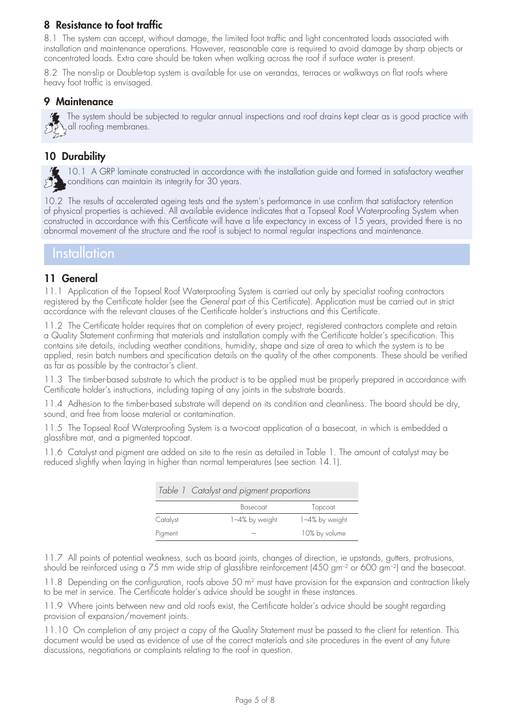## 8 Resistance to foot traffic

8.1 The system can accept, without damage, the limited foot traffic and light concentrated loads associated with installation and maintenance operations. However, reasonable care is required to avoid damage by sharp objects or concentrated loads. Extra care should be taken when walking across the roof if surface water is present.

8.2 The non-slip or Double-top system is available for use on verandas, terraces or walkways on flat roofs where heavy foot traffic is envisaged.

## 9 Maintenance

The system should be subjected to regular annual inspections and roof drains kept clear as is good practice with all roofing membranes.

## 10 Durability

10.1 A GRP laminate constructed in accordance with the installation guide and formed in satisfactory weather conditions can maintain its integrity for 30 years.

10.2 The results of accelerated ageing tests and the system's performance in use confirm that satisfactory retention of physical properties is achieved. All available evidence indicates that a Topseal Roof Waterproofing System when constructed in accordance with this Certificate will have a life expectancy in excess of 15 years, provided there is no abnormal movement of the structure and the roof is subject to normal regular inspections and maintenance.

# Installation

## 11 General

11.1 Application of the Topseal Roof Waterproofing System is carried out only by specialist roofing contractors registered by the Certificate holder (see the *General* part of this Certificate). Application must be carried out in strict accordance with the relevant clauses of the Certificate holder's instructions and this Certificate.

11.2 The Certificate holder requires that on completion of every project, registered contractors complete and retain a Quality Statement confirming that materials and installation comply with the Certificate holder's specification. This contains site details, including weather conditions, humidity, shape and size of area to which the system is to be applied, resin batch numbers and specification details on the quality of the other components. These should be verified as far as possible by the contractor's client.

11.3 The timber-based substrate to which the product is to be applied must be properly prepared in accordance with Certificate holder's instructions, including taping of any joints in the substrate boards.

11.4 Adhesion to the timber-based substrate will depend on its condition and cleanliness. The board should be dry, sound, and free from loose material or contamination.

11.5 The Topseal Roof Waterproofing System is a two-coat application of a basecoat, in which is embedded a glassfibre mat, and a pigmented topcoat.

11.6 Catalyst and pigment are added on site to the resin as detailed in Table 1. The amount of catalyst may be reduced slightly when laying in higher than normal temperatures (see section 14.1).

*Table 1 Catalyst and pigment proportions*

| | Basecoat | Topcoat |
|---|---|---|
| Catalyst | 1–4% by weight | 1–4% by weight |
| Pigment | — | 10% by volume |

11.7 All points of potential weakness, such as board joints, changes of direction, ie upstands, gutters, protrusions, should be reinforced using a 75 mm wide strip of glassfibre reinforcement (450 $gm^{-2}$ or 600 $gm^{-2}$) and the basecoat.

11.8 Depending on the configuration, roofs above 50 $m^2$ must have provision for the expansion and contraction likely to be met in service. The Certificate holder's advice should be sought in these instances.

11.9 Where joints between new and old roofs exist, the Certificate holder's advice should be sought regarding provision of expansion/movement joints.

11.10 On completion of any project a copy of the Quality Statement must be passed to the client for retention. This document would be used as evidence of use of the correct materials and site procedures in the event of any future discussions, negotiations or complaints relating to the roof in question.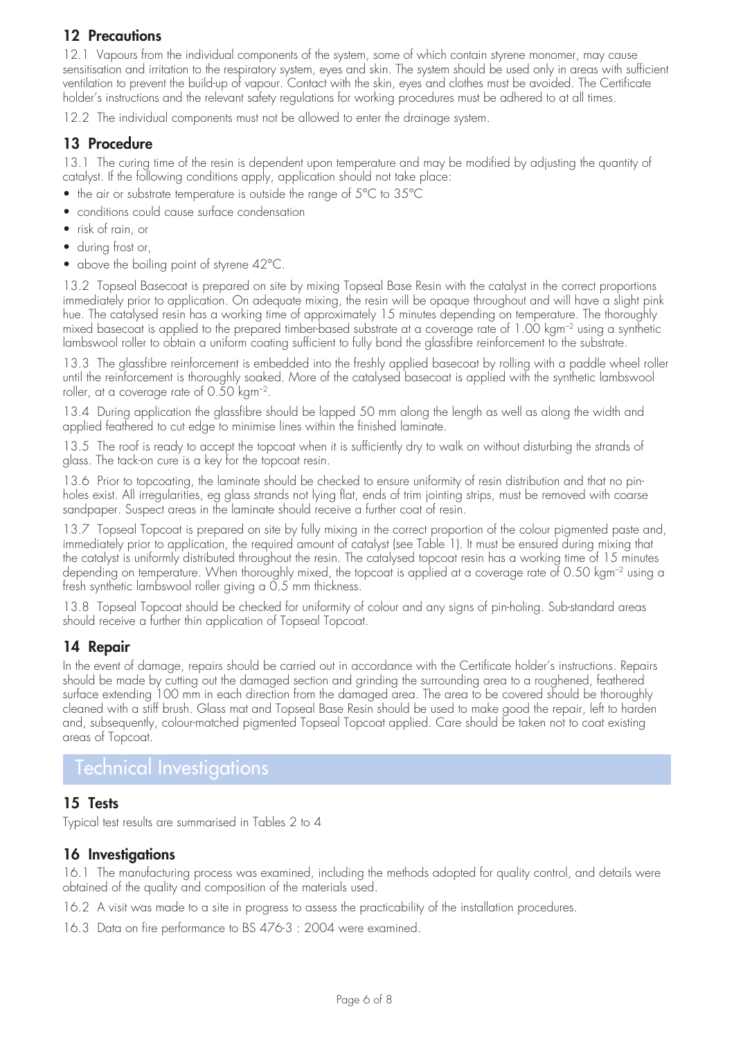## 12 Precautions

12.1 Vapours from the individual components of the system, some of which contain styrene monomer, may cause sensitisation and irritation to the respiratory system, eyes and skin. The system should be used only in areas with sufficient ventilation to prevent the build-up of vapour. Contact with the skin, eyes and clothes must be avoided. The Certificate holder's instructions and the relevant safety regulations for working procedures must be adhered to at all times.

12.2 The individual components must not be allowed to enter the drainage system.

## 13 Procedure

13.1 The curing time of the resin is dependent upon temperature and may be modified by adjusting the quantity of catalyst. If the following conditions apply, application should not take place:

- the air or substrate temperature is outside the range of 5°C to 35°C
- conditions could cause surface condensation
- risk of rain, or
- during frost or,
- above the boiling point of styrene 42°C.

13.2 Topseal Basecoat is prepared on site by mixing Topseal Base Resin with the catalyst in the correct proportions immediately prior to application. On adequate mixing, the resin will be opaque throughout and will have a slight pink hue. The catalysed resin has a working time of approximately 15 minutes depending on temperature. The thoroughly mixed basecoat is applied to the prepared timber-based substrate at a coverage rate of 1.00 $kgm^{-2}$ using a synthetic lambswool roller to obtain a uniform coating sufficient to fully bond the glassfibre reinforcement to the substrate.

13.3 The glassfibre reinforcement is embedded into the freshly applied basecoat by rolling with a paddle wheel roller until the reinforcement is thoroughly soaked. More of the catalysed basecoat is applied with the synthetic lambswool roller, at a coverage rate of 0.50 $kgm^{-2}$.

13.4 During application the glassfibre should be lapped 50 mm along the length as well as along the width and applied feathered to cut edge to minimise lines within the finished laminate.

13.5 The roof is ready to accept the topcoat when it is sufficiently dry to walk on without disturbing the strands of glass. The tack-on cure is a key for the topcoat resin.

13.6 Prior to topcoating, the laminate should be checked to ensure uniformity of resin distribution and that no pin-holes exist. All irregularities, eg glass strands not lying flat, ends of trim jointing strips, must be removed with coarse sandpaper. Suspect areas in the laminate should receive a further coat of resin.

13.7 Topseal Topcoat is prepared on site by fully mixing in the correct proportion of the colour pigmented paste and, immediately prior to application, the required amount of catalyst (see Table 1). It must be ensured during mixing that the catalyst is uniformly distributed throughout the resin. The catalysed topcoat resin has a working time of 15 minutes depending on temperature. When thoroughly mixed, the topcoat is applied at a coverage rate of 0.50 $kgm^{-2}$ using a fresh synthetic lambswool roller giving a 0.5 mm thickness.

13.8 Topseal Topcoat should be checked for uniformity of colour and any signs of pin-holing. Sub-standard areas should receive a further thin application of Topseal Topcoat.

## 14 Repair

In the event of damage, repairs should be carried out in accordance with the Certificate holder's instructions. Repairs should be made by cutting out the damaged section and grinding the surrounding area to a roughened, feathered surface extending 100 mm in each direction from the damaged area. The area to be covered should be thoroughly cleaned with a stiff brush. Glass mat and Topseal Base Resin should be used to make good the repair, left to harden and, subsequently, colour-matched pigmented Topseal Topcoat applied. Care should be taken not to coat existing areas of Topcoat.

# Technical Investigations

## 15 Tests

Typical test results are summarised in Tables 2 to 4

## 16 Investigations

16.1 The manufacturing process was examined, including the methods adopted for quality control, and details were obtained of the quality and composition of the materials used.

16.2 A visit was made to a site in progress to assess the practicability of the installation procedures.

16.3 Data on fire performance to BS 476-3 : 2004 were examined.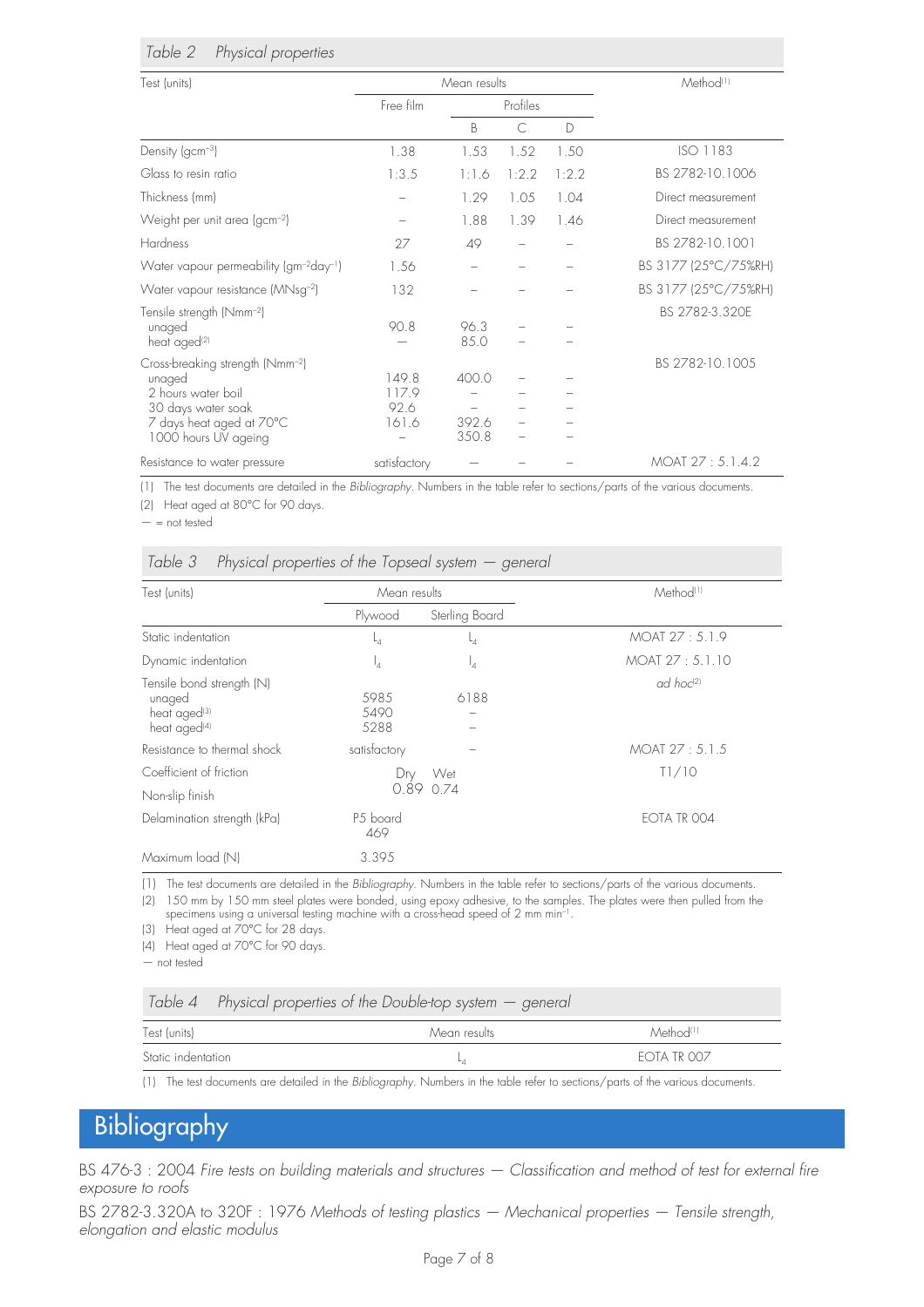*Table 2 Physical properties*

| Test (units) | Mean results | | | | Method[1] |
|---|---|---|---|---|---|
| | Free film | Profiles | | | |
| | | B | C | D | |
| Density ($gcm^{-3}$) | 1.38 | 1.53 | 1.52 | 1.50 | ISO 1183 |
| Glass to resin ratio | 1:3.5 | 1:1.6 | 1:2.2 | 1:2.2 | BS 2782-10.1006 |
| Thickness (mm) | – | 1.29 | 1.05 | 1.04 | Direct measurement |
| Weight per unit area ($gcm^{-2}$) | – | 1.88 | 1.39 | 1.46 | Direct measurement |
| Hardness | 27 | 49 | – | – | BS 2782-10.1001 |
| Water vapour permeability ($gm^{-2}day^{-1}$) | 1.56 | – | – | – | BS 3177 (25°C/75%RH) |
| Water vapour resistance ($MNsg^{-2}$) | 132 | – | – | – | BS 3177 (25°C/75%RH) |
| Tensile strength ($Nmm^{-2}$) | | | | | BS 2782-3.320E |
| unaged | 90.8 | 96.3 | – | – | |
| heat aged[2] | — | 85.0 | – | – | |
| Cross-breaking strength ($Nmm^{-2}$) | | | | | BS 2782-10.1005 |
| unaged | 149.8 | 400.0 | – | – | |
| 2 hours water boil | 117.9 | – | – | – | |
| 30 days water soak | 92.6 | – | – | – | |
| 7 days heat aged at 70°C | 161.6 | 392.6 | – | – | |
| 1000 hours UV ageing | – | 350.8 | – | – | |
| Resistance to water pressure | satisfactory | — | – | – | MOAT 27 : 5.1.4.2 |

(1) The test documents are detailed in the *Bibliography*. Numbers in the table refer to sections/parts of the various documents.
(2) Heat aged at 80°C for 90 days.
— = not tested

*Table 3 Physical properties of the Topseal system — general*

| Test (units) | Mean results | | Method[1] |
|---|---|---|---|
| | Plywood | Sterling Board | |
| Static indentation | $L_4$ | $L_4$ | MOAT 27 : 5.1.9 |
| Dynamic indentation | $I_4$ | $I_4$ | MOAT 27 : 5.1.10 |
| Tensile bond strength (N) | | | *ad hoc*[2] |
| unaged | 5985 | 6188 | |
| heat aged[3] | 5490 | – | |
| heat aged[4] | 5288 | – | |
| Resistance to thermal shock | satisfactory | – | MOAT 27 : 5.1.5 |
| Coefficient of friction Non-slip finish | Dry 0.89 | Wet 0.74 | T1/10 |
| Delamination strength (kPa) | P5 board 469 | | EOTA TR 004 |
| Maximum load (N) | 3.395 | | |

(1) The test documents are detailed in the *Bibliography*. Numbers in the table refer to sections/parts of the various documents.
(2) 150 mm by 150 mm steel plates were bonded, using epoxy adhesive, to the samples. The plates were then pulled from the specimens using a universal testing machine with a cross-head speed of 2 mm $min^{-1}$.
(3) Heat aged at 70°C for 28 days.
(4) Heat aged at 70°C for 90 days.
— not tested

*Table 4 Physical properties of the Double-top system — general*

| Test (units) | Mean results | Method[1] |
|---|---|---|
| Static indentation | $L_4$ | EOTA TR 007 |

(1) The test documents are detailed in the *Bibliography*. Numbers in the table refer to sections/parts of the various documents.

# Bibliography

BS 476-3 : 2004 *Fire tests on building materials and structures — Classification and method of test for external fire exposure to roofs*

BS 2782-3.320A to 320F : 1976 *Methods of testing plastics — Mechanical properties — Tensile strength, elongation and elastic modulus*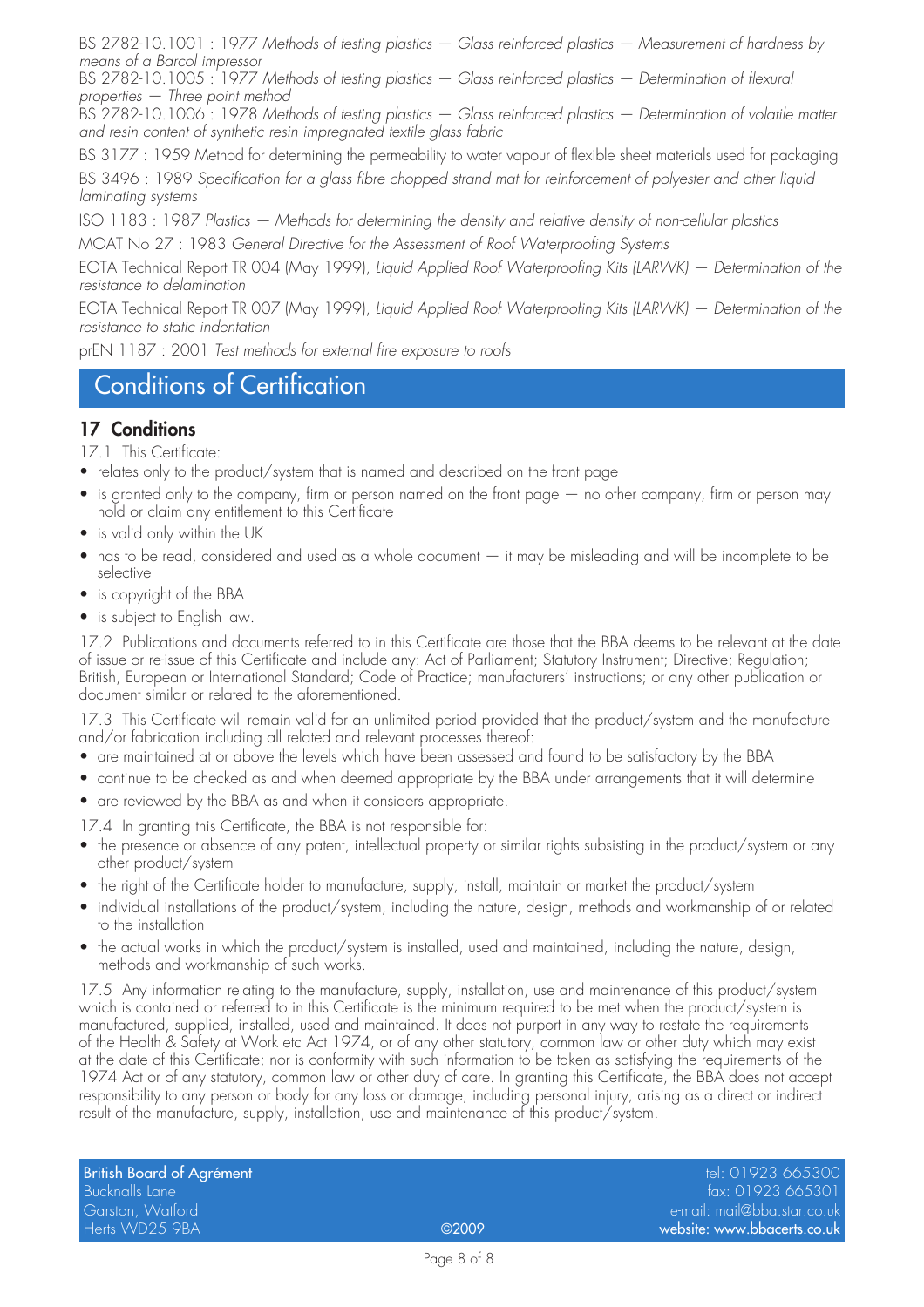BS 2782-10.1001 : 1977 *Methods of testing plastics — Glass reinforced plastics — Measurement of hardness by means of a Barcol impressor*

BS 2782-10.1005 : 1977 *Methods of testing plastics — Glass reinforced plastics — Determination of flexural properties — Three point method*

BS 2782-10.1006 : 1978 *Methods of testing plastics — Glass reinforced plastics — Determination of volatile matter and resin content of synthetic resin impregnated textile glass fabric*

BS 3177 : 1959 Method for determining the permeability to water vapour of flexible sheet materials used for packaging

BS 3496 : 1989 *Specification for a glass fibre chopped strand mat for reinforcement of polyester and other liquid laminating systems*

ISO 1183 : 1987 *Plastics — Methods for determining the density and relative density of non-cellular plastics*

MOAT No 27 : 1983 *General Directive for the Assessment of Roof Waterproofing Systems*

EOTA Technical Report TR 004 (May 1999), *Liquid Applied Roof Waterproofing Kits (LARWK) — Determination of the resistance to delamination*

EOTA Technical Report TR 007 (May 1999), *Liquid Applied Roof Waterproofing Kits (LARWK) — Determination of the resistance to static indentation*

prEN 1187 : 2001 *Test methods for external fire exposure to roofs*

# Conditions of Certification

## 17 Conditions

17.1 This Certificate:

- relates only to the product/system that is named and described on the front page
- is granted only to the company, firm or person named on the front page — no other company, firm or person may hold or claim any entitlement to this Certificate
- is valid only within the UK
- has to be read, considered and used as a whole document — it may be misleading and will be incomplete to be selective
- is copyright of the BBA
- is subject to English law.

17.2 Publications and documents referred to in this Certificate are those that the BBA deems to be relevant at the date of issue or re-issue of this Certificate and include any: Act of Parliament; Statutory Instrument; Directive; Regulation; British, European or International Standard; Code of Practice; manufacturers' instructions; or any other publication or document similar or related to the aforementioned.

17.3 This Certificate will remain valid for an unlimited period provided that the product/system and the manufacture and/or fabrication including all related and relevant processes thereof:

- are maintained at or above the levels which have been assessed and found to be satisfactory by the BBA
- continue to be checked as and when deemed appropriate by the BBA under arrangements that it will determine
- are reviewed by the BBA as and when it considers appropriate.

17.4 In granting this Certificate, the BBA is not responsible for:

- the presence or absence of any patent, intellectual property or similar rights subsisting in the product/system or any other product/system
- the right of the Certificate holder to manufacture, supply, install, maintain or market the product/system
- individual installations of the product/system, including the nature, design, methods and workmanship of or related to the installation
- the actual works in which the product/system is installed, used and maintained, including the nature, design, methods and workmanship of such works.

17.5 Any information relating to the manufacture, supply, installation, use and maintenance of this product/system which is contained or referred to in this Certificate is the minimum required to be met when the product/system is manufactured, supplied, installed, used and maintained. It does not purport in any way to restate the requirements of the Health & Safety at Work etc Act 1974, or of any other statutory, common law or other duty which may exist at the date of this Certificate; nor is conformity with such information to be taken as satisfying the requirements of the 1974 Act or of any statutory, common law or other duty of care. In granting this Certificate, the BBA does not accept responsibility to any person or body for any loss or damage, including personal injury, arising as a direct or indirect result of the manufacture, supply, installation, use and maintenance of this product/system.

**British Board of Agrément**
Bucknalls Lane
Garston, Watford
Herts WD25 9BA

©2009

tel: 01923 665300
fax: 01923 665301
e-mail: mail@bba.star.co.uk
**website: www.bbacerts.co.uk**